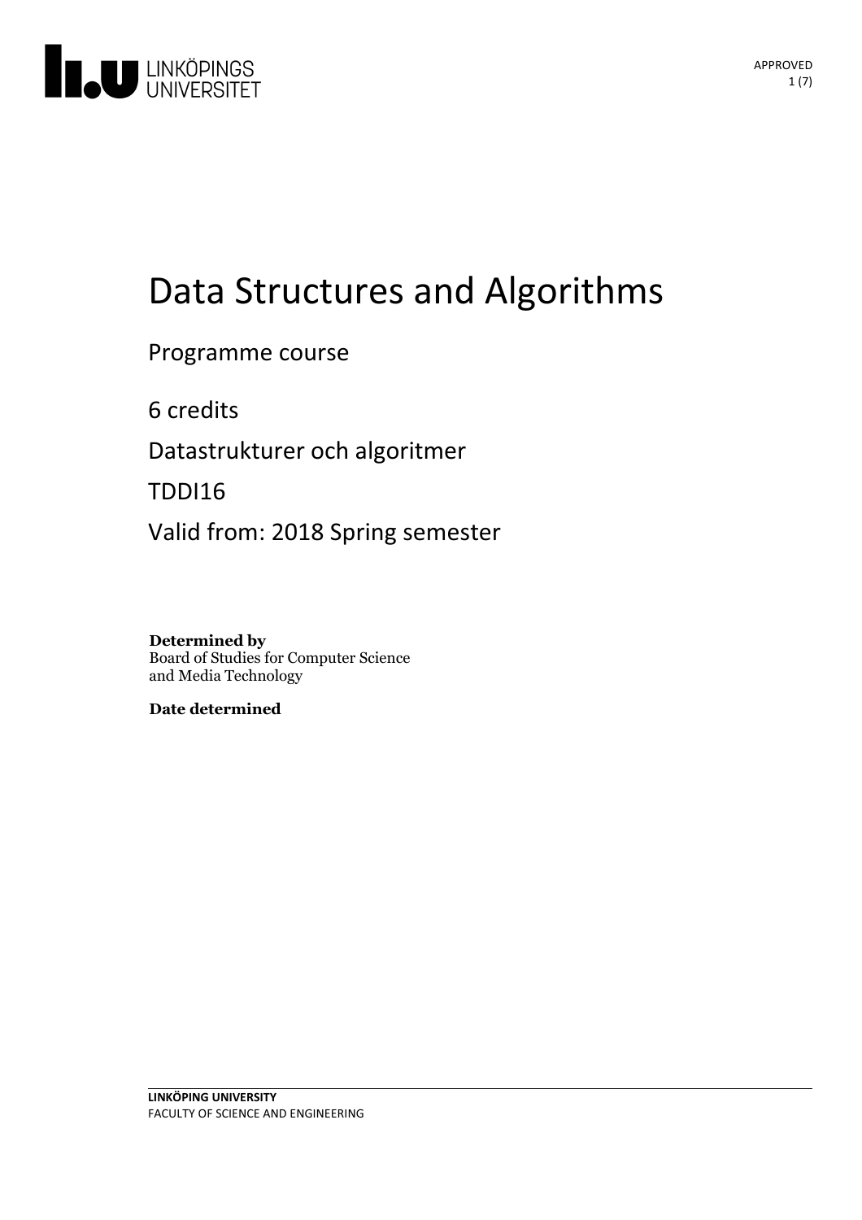# Data Structures and Algorithms

Programme course

6 credits

Datastrukturer och algoritmer

TDDI16

Valid from: 2018 Spring semester

**Determined by**
Board of Studies for Computer Science and Media Technology

**Date determined**

**LINKÖPING UNIVERSITY**
FACULTY OF SCIENCE AND ENGINEERING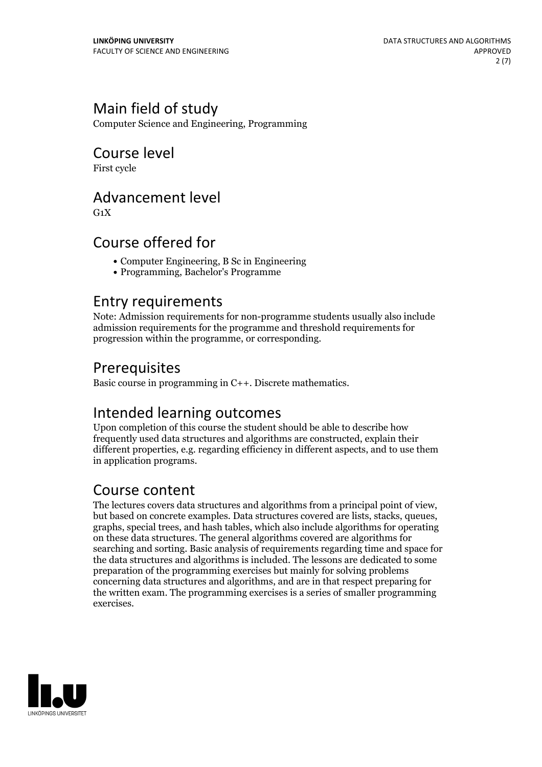## Main field of study

Computer Science and Engineering, Programming

## Course level

First cycle

## Advancement level

G1X

## Course offered for

- Computer Engineering, B Sc in Engineering
- Programming, Bachelor's Programme

## Entry requirements

Note: Admission requirements for non-programme students usually also include admission requirements for the programme and threshold requirements for progression within the programme, or corresponding.

## Prerequisites

Basic course in programming in C++. Discrete mathematics.

## Intended learning outcomes

Upon completion of this course the student should be able to describe how frequently used data structures and algorithms are constructed, explain their different properties, e.g. regarding efficiency in different aspects, and to use them in application programs.

## Course content

The lectures covers data structures and algorithms from a principal point of view, but based on concrete examples. Data structures covered are lists, stacks, queues, graphs, special trees, and hash tables, which also include algorithms for operating on these data structures. The general algorithms covered are algorithms for searching and sorting. Basic analysis of requirements regarding time and space for the data structures and algorithms is included. The lessons are dedicated to some preparation of the programming exercises but mainly for solving problems concerning data structures and algorithms, and are in that respect preparing for the written exam. The programming exercises is a series of smaller programming exercises.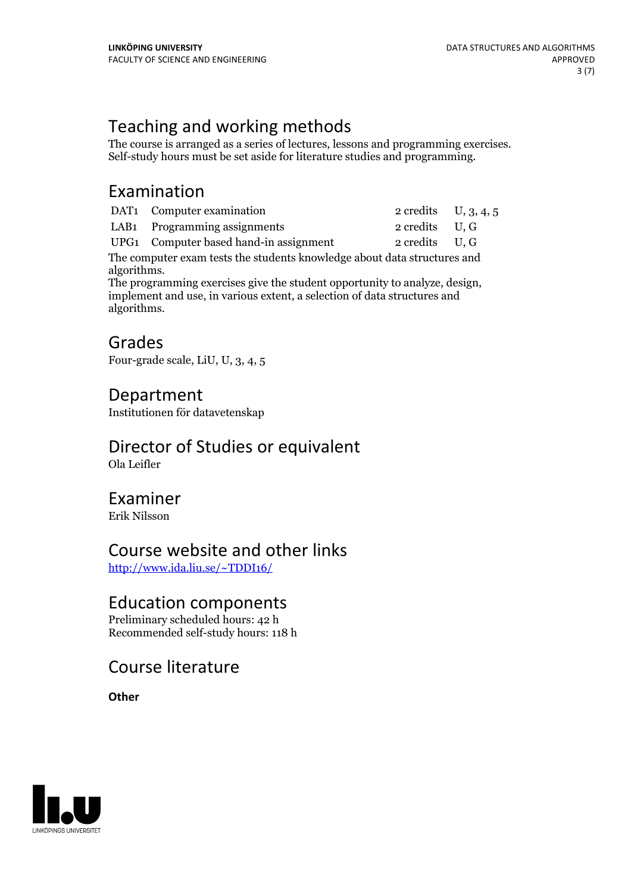## Teaching and working methods

The course is arranged as a series of lectures, lessons and programming exercises. Self-study hours must be set aside for literature studies and programming.

## Examination

| | | | |
|---|---|---|---|
| DAT1 | Computer examination | 2 credits | U, 3, 4, 5 |
| LAB1 | Programming assignments | 2 credits | U, G |
| UPG1 | Computer based hand-in assignment | 2 credits | U, G |

The computer exam tests the students knowledge about data structures and algorithms.
The programming exercises give the student opportunity to analyze, design, implement and use, in various extent, a selection of data structures and algorithms.

## Grades

Four-grade scale, LiU, U, 3, 4, 5

## Department

Institutionen för datavetenskap

## Director of Studies or equivalent

Ola Leifler

## Examiner

Erik Nilsson

## Course website and other links

http://www.ida.liu.se/~TDDI16/

## Education components

Preliminary scheduled hours: 42 h
Recommended self-study hours: 118 h

## Course literature

**Other**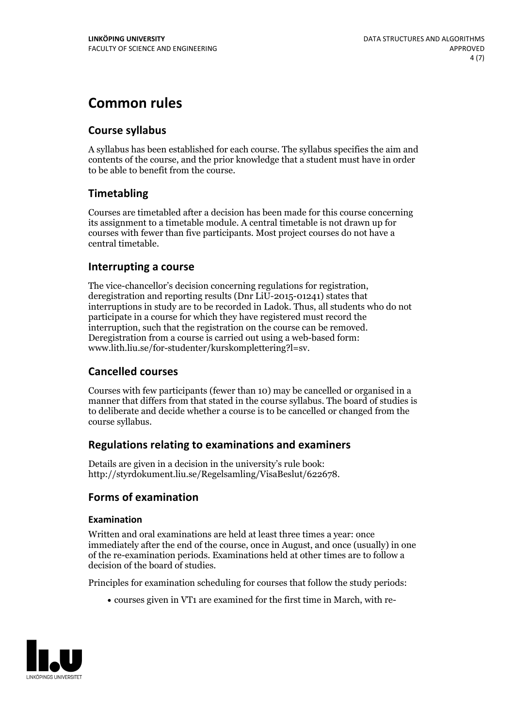# Common rules

## Course syllabus

A syllabus has been established for each course. The syllabus specifies the aim and contents of the course, and the prior knowledge that a student must have in order to be able to benefit from the course.

## Timetabling

Courses are timetabled after a decision has been made for this course concerning its assignment to a timetable module. A central timetable is not drawn up for courses with fewer than five participants. Most project courses do not have a central timetable.

## Interrupting a course

The vice-chancellor's decision concerning regulations for registration, deregistration and reporting results (Dnr LiU-2015-01241) states that interruptions in study are to be recorded in Ladok. Thus, all students who do not participate in a course for which they have registered must record the interruption, such that the registration on the course can be removed. Deregistration from a course is carried out using a web-based form: www.lith.liu.se/for-studenter/kurskomplettering?l=sv.

## Cancelled courses

Courses with few participants (fewer than 10) may be cancelled or organised in a manner that differs from that stated in the course syllabus. The board of studies is to deliberate and decide whether a course is to be cancelled or changed from the course syllabus.

## Regulations relating to examinations and examiners

Details are given in a decision in the university's rule book: http://styrdokument.liu.se/Regelsamling/VisaBeslut/622678.

## Forms of examination

### Examination

Written and oral examinations are held at least three times a year: once immediately after the end of the course, once in August, and once (usually) in one of the re-examination periods. Examinations held at other times are to follow a decision of the board of studies.

Principles for examination scheduling for courses that follow the study periods:

- courses given in VT1 are examined for the first time in March, with re-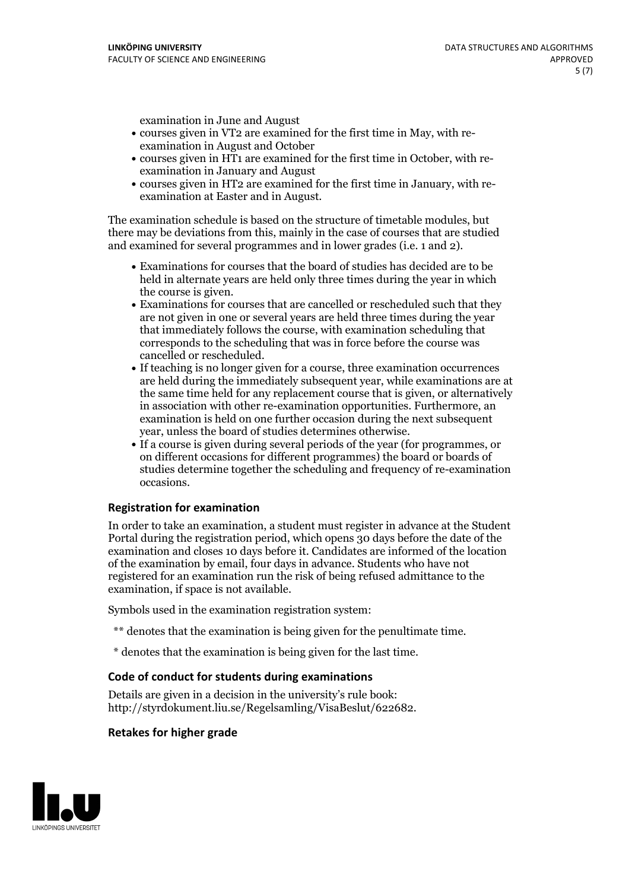examination in June and August

- courses given in VT2 are examined for the first time in May, with re-examination in August and October
- courses given in HT1 are examined for the first time in October, with re-examination in January and August
- courses given in HT2 are examined for the first time in January, with re-examination at Easter and in August.

The examination schedule is based on the structure of timetable modules, but there may be deviations from this, mainly in the case of courses that are studied and examined for several programmes and in lower grades (i.e. 1 and 2).

- Examinations for courses that the board of studies has decided are to be held in alternate years are held only three times during the year in which the course is given.
- Examinations for courses that are cancelled or rescheduled such that they are not given in one or several years are held three times during the year that immediately follows the course, with examination scheduling that corresponds to the scheduling that was in force before the course was cancelled or rescheduled.
- If teaching is no longer given for a course, three examination occurrences are held during the immediately subsequent year, while examinations are at the same time held for any replacement course that is given, or alternatively in association with other re-examination opportunities. Furthermore, an examination is held on one further occasion during the next subsequent year, unless the board of studies determines otherwise.
- If a course is given during several periods of the year (for programmes, or on different occasions for different programmes) the board or boards of studies determine together the scheduling and frequency of re-examination occasions.

### Registration for examination

In order to take an examination, a student must register in advance at the Student Portal during the registration period, which opens 30 days before the date of the examination and closes 10 days before it. Candidates are informed of the location of the examination by email, four days in advance. Students who have not registered for an examination run the risk of being refused admittance to the examination, if space is not available.

Symbols used in the examination registration system:

** denotes that the examination is being given for the penultimate time.

* denotes that the examination is being given for the last time.

### Code of conduct for students during examinations

Details are given in a decision in the university's rule book: http://styrdokument.liu.se/Regelsamling/VisaBeslut/622682.

### Retakes for higher grade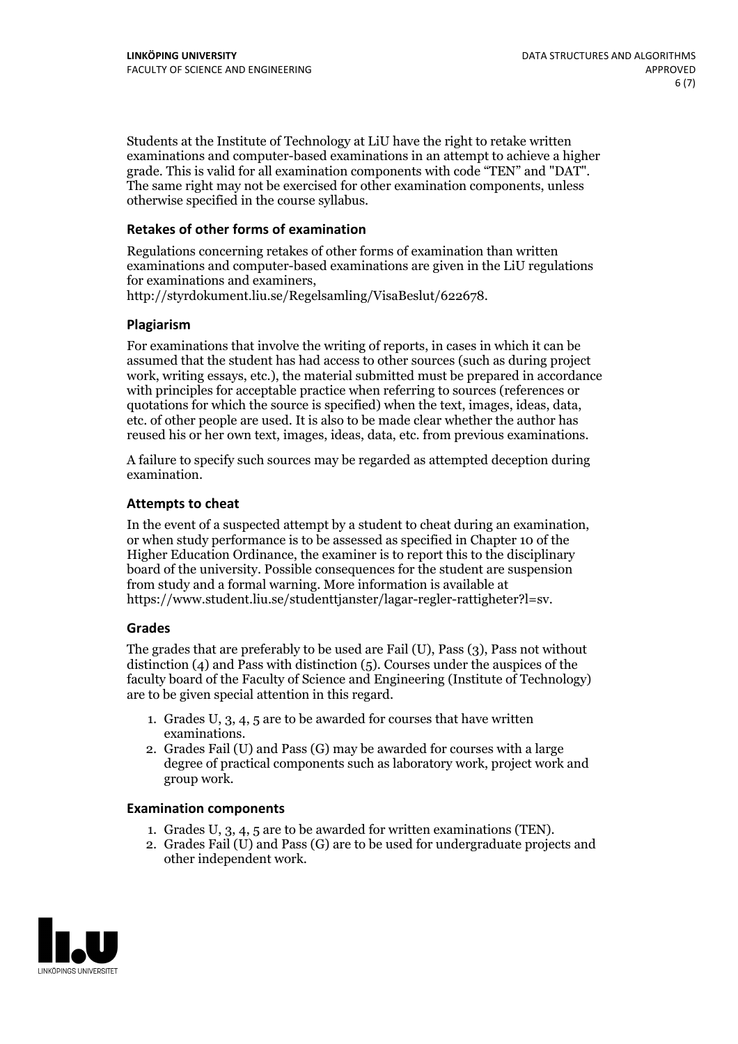Students at the Institute of Technology at LiU have the right to retake written examinations and computer-based examinations in an attempt to achieve a higher grade. This is valid for all examination components with code "TEN" and "DAT". The same right may not be exercised for other examination components, unless otherwise specified in the course syllabus.

### Retakes of other forms of examination

Regulations concerning retakes of other forms of examination than written examinations and computer-based examinations are given in the LiU regulations for examinations and examiners, http://styrdokument.liu.se/Regelsamling/VisaBeslut/622678.

### Plagiarism

For examinations that involve the writing of reports, in cases in which it can be assumed that the student has had access to other sources (such as during project work, writing essays, etc.), the material submitted must be prepared in accordance with principles for acceptable practice when referring to sources (references or quotations for which the source is specified) when the text, images, ideas, data, etc. of other people are used. It is also to be made clear whether the author has reused his or her own text, images, ideas, data, etc. from previous examinations.

A failure to specify such sources may be regarded as attempted deception during examination.

### Attempts to cheat

In the event of a suspected attempt by a student to cheat during an examination, or when study performance is to be assessed as specified in Chapter 10 of the Higher Education Ordinance, the examiner is to report this to the disciplinary board of the university. Possible consequences for the student are suspension from study and a formal warning. More information is available at https://www.student.liu.se/studenttjanster/lagar-regler-rattigheter?l=sv.

### Grades

The grades that are preferably to be used are Fail (U), Pass (3), Pass not without distinction (4) and Pass with distinction (5). Courses under the auspices of the faculty board of the Faculty of Science and Engineering (Institute of Technology) are to be given special attention in this regard.

1. Grades U, 3, 4, 5 are to be awarded for courses that have written examinations.
2. Grades Fail (U) and Pass (G) may be awarded for courses with a large degree of practical components such as laboratory work, project work and group work.

### Examination components

1. Grades U, 3, 4, 5 are to be awarded for written examinations (TEN).
2. Grades Fail (U) and Pass (G) are to be used for undergraduate projects and other independent work.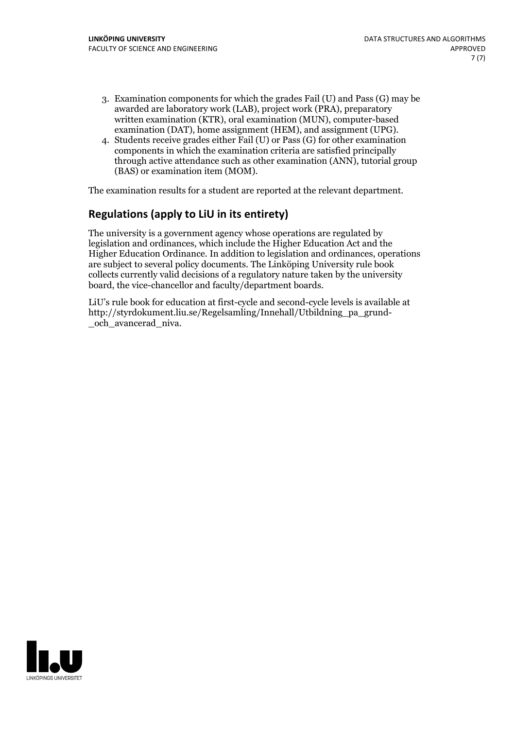3. Examination components for which the grades Fail (U) and Pass (G) may be awarded are laboratory work (LAB), project work (PRA), preparatory written examination (KTR), oral examination (MUN), computer-based examination (DAT), home assignment (HEM), and assignment (UPG).
4. Students receive grades either Fail (U) or Pass (G) for other examination components in which the examination criteria are satisfied principally through active attendance such as other examination (ANN), tutorial group (BAS) or examination item (MOM).

The examination results for a student are reported at the relevant department.

## Regulations (apply to LiU in its entirety)

The university is a government agency whose operations are regulated by legislation and ordinances, which include the Higher Education Act and the Higher Education Ordinance. In addition to legislation and ordinances, operations are subject to several policy documents. The Linköping University rule book collects currently valid decisions of a regulatory nature taken by the university board, the vice-chancellor and faculty/department boards.

LiU's rule book for education at first-cycle and second-cycle levels is available at http://styrdokument.liu.se/Regelsamling/Innehall/Utbildning_pa_grund-_och_avancerad_niva.